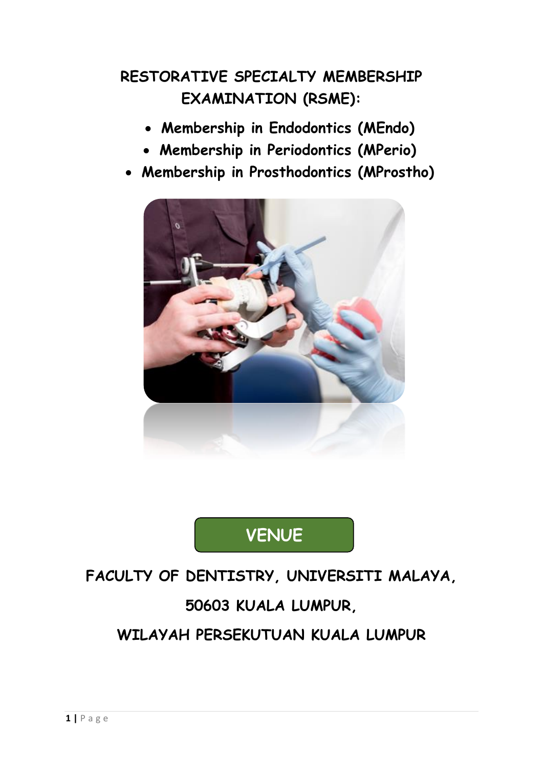# RESTORATIVE SPECIALTY MEMBERSHIP EXAMINATION (RSME):

- **Membership in Endodontics (MEndo)**
- **Membership in Periodontics (MPerio)**
- **Membership in Prosthodontics (MProstho)**

## VENUE

**FACULTY OF DENTISTRY, UNIVERSITI MALAYA,**

**50603 KUALA LUMPUR,**

**WILAYAH PERSEKUTUAN KUALA LUMPUR**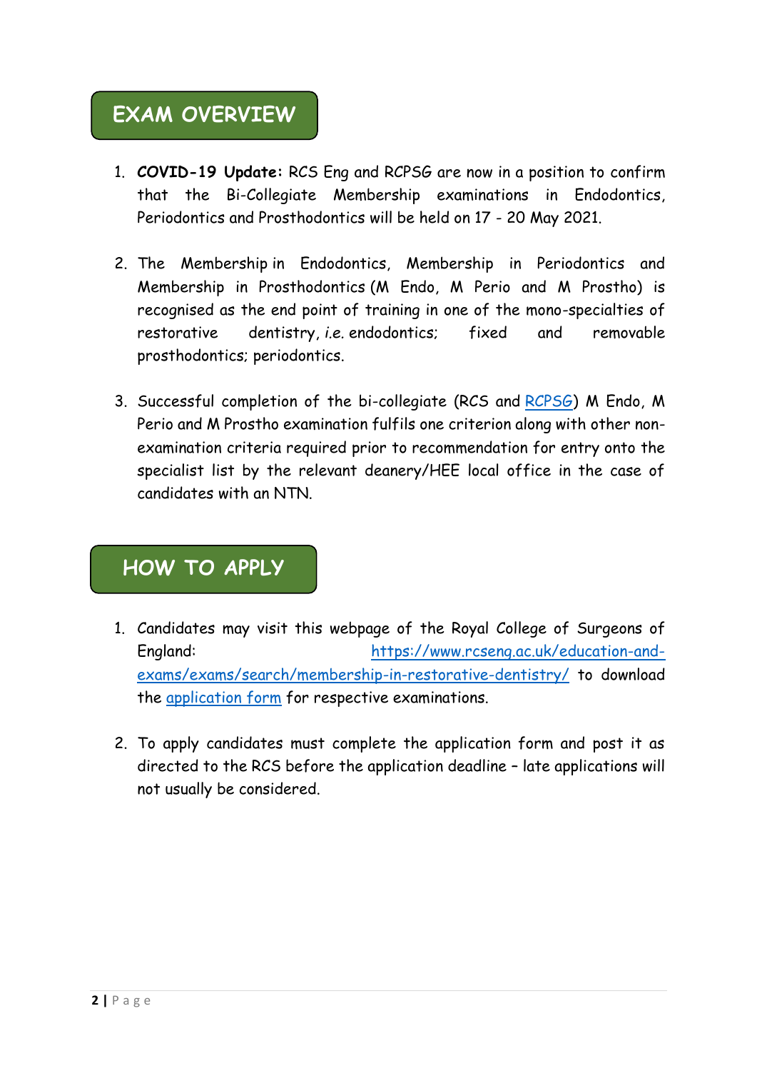## EXAM OVERVIEW

1. **COVID-19 Update:** RCS Eng and RCPSG are now in a position to confirm that the Bi-Collegiate Membership examinations in Endodontics, Periodontics and Prosthodontics will be held on 17 - 20 May 2021.

2. The Membership in Endodontics, Membership in Periodontics and Membership in Prosthodontics (M Endo, M Perio and M Prostho) is recognised as the end point of training in one of the mono-specialties of restorative dentistry, *i.e.* endodontics; fixed and removable prosthodontics; periodontics.

3. Successful completion of the bi-collegiate (RCS and [RCPSG]) M Endo, M Perio and M Prostho examination fulfils one criterion along with other non-examination criteria required prior to recommendation for entry onto the specialist list by the relevant deanery/HEE local office in the case of candidates with an NTN.

## HOW TO APPLY

1. Candidates may visit this webpage of the Royal College of Surgeons of England: https://www.rcseng.ac.uk/education-and-exams/exams/search/membership-in-restorative-dentistry/ to download the application form for respective examinations.

2. To apply candidates must complete the application form and post it as directed to the RCS before the application deadline – late applications will not usually be considered.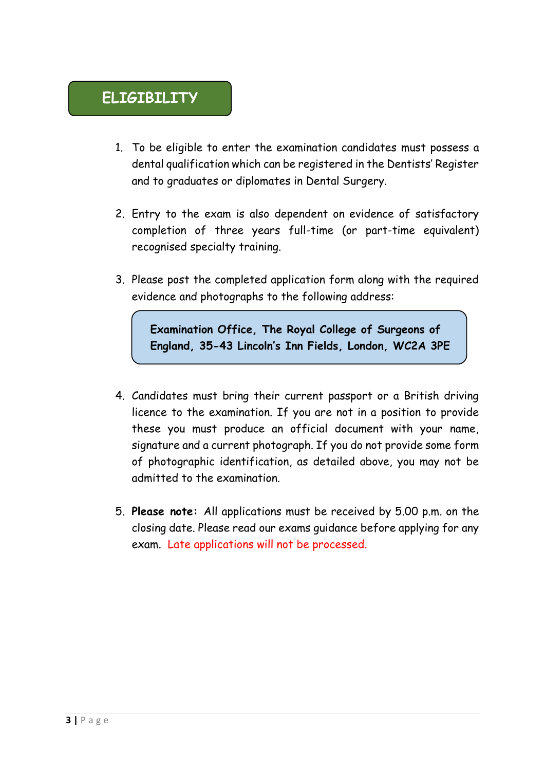## ELIGIBILITY

1. To be eligible to enter the examination candidates must possess a dental qualification which can be registered in the Dentists' Register and to graduates or diplomates in Dental Surgery.

2. Entry to the exam is also dependent on evidence of satisfactory completion of three years full-time (or part-time equivalent) recognised specialty training.

3. Please post the completed application form along with the required evidence and photographs to the following address:

   **Examination Office, The Royal College of Surgeons of England, 35-43 Lincoln's Inn Fields, London, WC2A 3PE**

4. Candidates must bring their current passport or a British driving licence to the examination. If you are not in a position to provide these you must produce an official document with your name, signature and a current photograph. If you do not provide some form of photographic identification, as detailed above, you may not be admitted to the examination.

5. **Please note:** All applications must be received by 5.00 p.m. on the closing date. Please read our exams guidance before applying for any exam. Late applications will not be processed.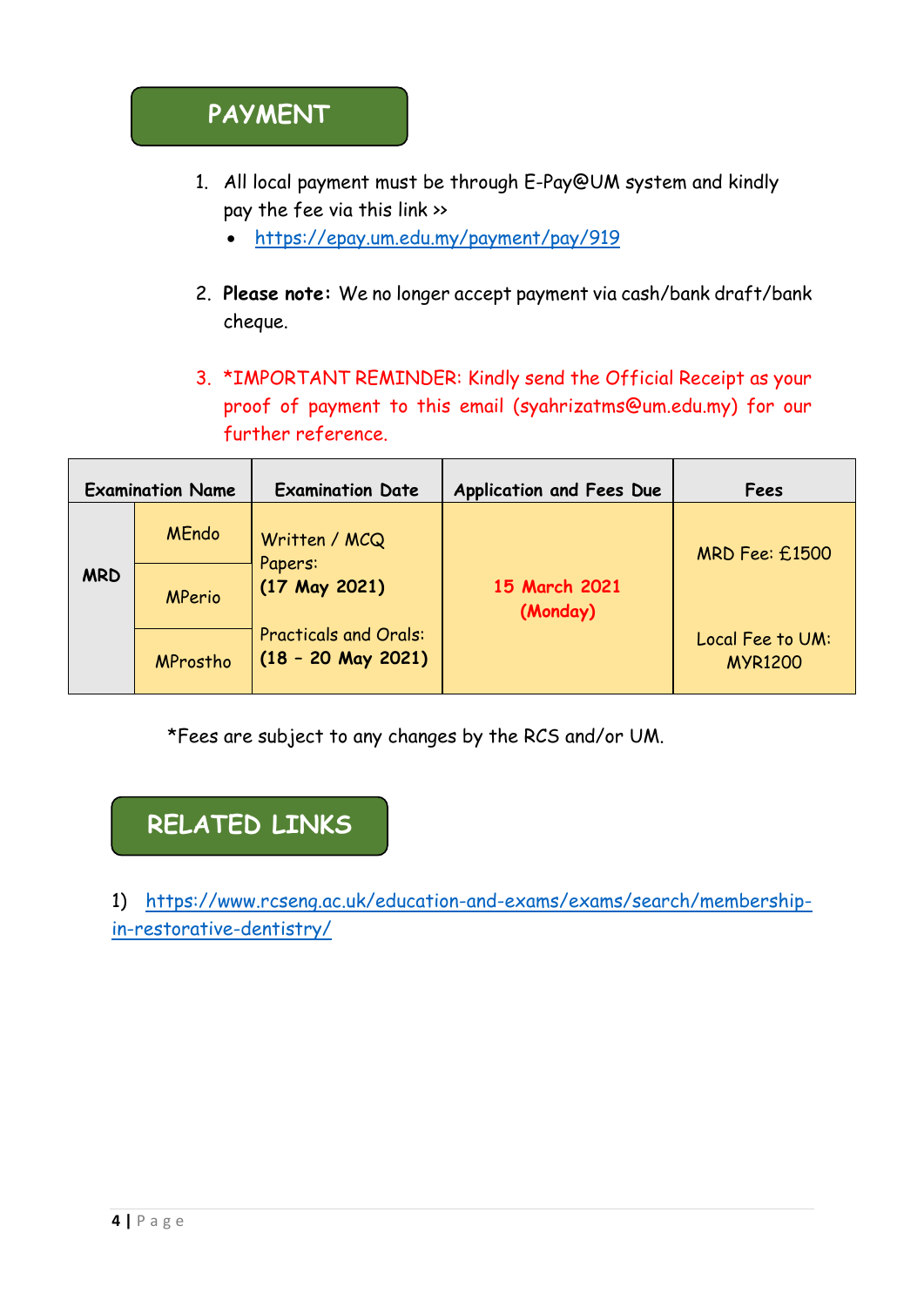## PAYMENT

1. All local payment must be through E-Pay@UM system and kindly pay the fee via this link >>
   - https://epay.um.edu.my/payment/pay/919

2. **Please note:** We no longer accept payment via cash/bank draft/bank cheque.

3. *IMPORTANT REMINDER: Kindly send the Official Receipt as your proof of payment to this email (syahrizatms@um.edu.my) for our further reference.

| Examination Name | | Examination Date | Application and Fees Due | Fees |
|---|---|---|---|---|
| MRD | MEndo | Written / MCQ Papers: **(17 May 2021)** Practicals and Orals: **(18 – 20 May 2021)** | **15 March 2021 (Monday)** | MRD Fee: £1500 Local Fee to UM: MYR1200 |
| | MPerio | | | |
| | MProstho | | | |

*Fees are subject to any changes by the RCS and/or UM.

## RELATED LINKS

1) https://www.rcseng.ac.uk/education-and-exams/exams/search/membership-in-restorative-dentistry/